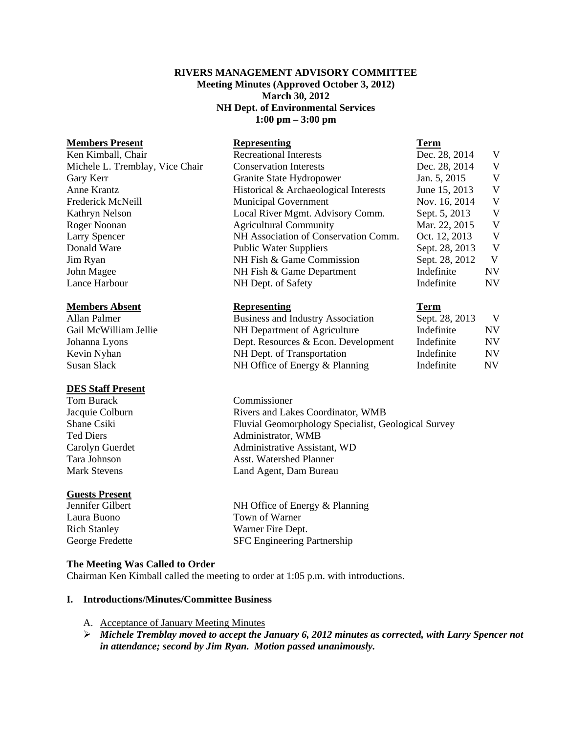**RIVERS MANAGEMENT ADVISORY COMMITTEE**
**Meeting Minutes (Approved October 3, 2012)**
**March 30, 2012**
**NH Dept. of Environmental Services**
**1:00 pm – 3:00 pm**

| Members Present | Representing | Term | |
|---|---|---|---|
| Ken Kimball, Chair | Recreational Interests | Dec. 28, 2014 | V |
| Michele L. Tremblay, Vice Chair | Conservation Interests | Dec. 28, 2014 | V |
| Gary Kerr | Granite State Hydropower | Jan. 5, 2015 | V |
| Anne Krantz | Historical & Archaeological Interests | June 15, 2013 | V |
| Frederick McNeill | Municipal Government | Nov. 16, 2014 | V |
| Kathryn Nelson | Local River Mgmt. Advisory Comm. | Sept. 5, 2013 | V |
| Roger Noonan | Agricultural Community | Mar. 22, 2015 | V |
| Larry Spencer | NH Association of Conservation Comm. | Oct. 12, 2013 | V |
| Donald Ware | Public Water Suppliers | Sept. 28, 2013 | V |
| Jim Ryan | NH Fish & Game Commission | Sept. 28, 2012 | V |
| John Magee | NH Fish & Game Department | Indefinite | NV |
| Lance Harbour | NH Dept. of Safety | Indefinite | NV |

| Members Absent | Representing | Term | |
|---|---|---|---|
| Allan Palmer | Business and Industry Association | Sept. 28, 2013 | V |
| Gail McWilliam Jellie | NH Department of Agriculture | Indefinite | NV |
| Johanna Lyons | Dept. Resources & Econ. Development | Indefinite | NV |
| Kevin Nyhan | NH Dept. of Transportation | Indefinite | NV |
| Susan Slack | NH Office of Energy & Planning | Indefinite | NV |

**DES Staff Present**

| | |
|---|---|
| Tom Burack | Commissioner |
| Jacquie Colburn | Rivers and Lakes Coordinator, WMB |
| Shane Csiki | Fluvial Geomorphology Specialist, Geological Survey |
| Ted Diers | Administrator, WMB |
| Carolyn Guerdet | Administrative Assistant, WD |
| Tara Johnson | Asst. Watershed Planner |
| Mark Stevens | Land Agent, Dam Bureau |

**Guests Present**

| | |
|---|---|
| Jennifer Gilbert | NH Office of Energy & Planning |
| Laura Buono | Town of Warner |
| Rich Stanley | Warner Fire Dept. |
| George Fredette | SFC Engineering Partnership |

**The Meeting Was Called to Order**

Chairman Ken Kimball called the meeting to order at 1:05 p.m. with introductions.

**I. Introductions/Minutes/Committee Business**

A. Acceptance of January Meeting Minutes

➢ ***Michele Tremblay moved to accept the January 6, 2012 minutes as corrected, with Larry Spencer not in attendance; second by Jim Ryan. Motion passed unanimously.***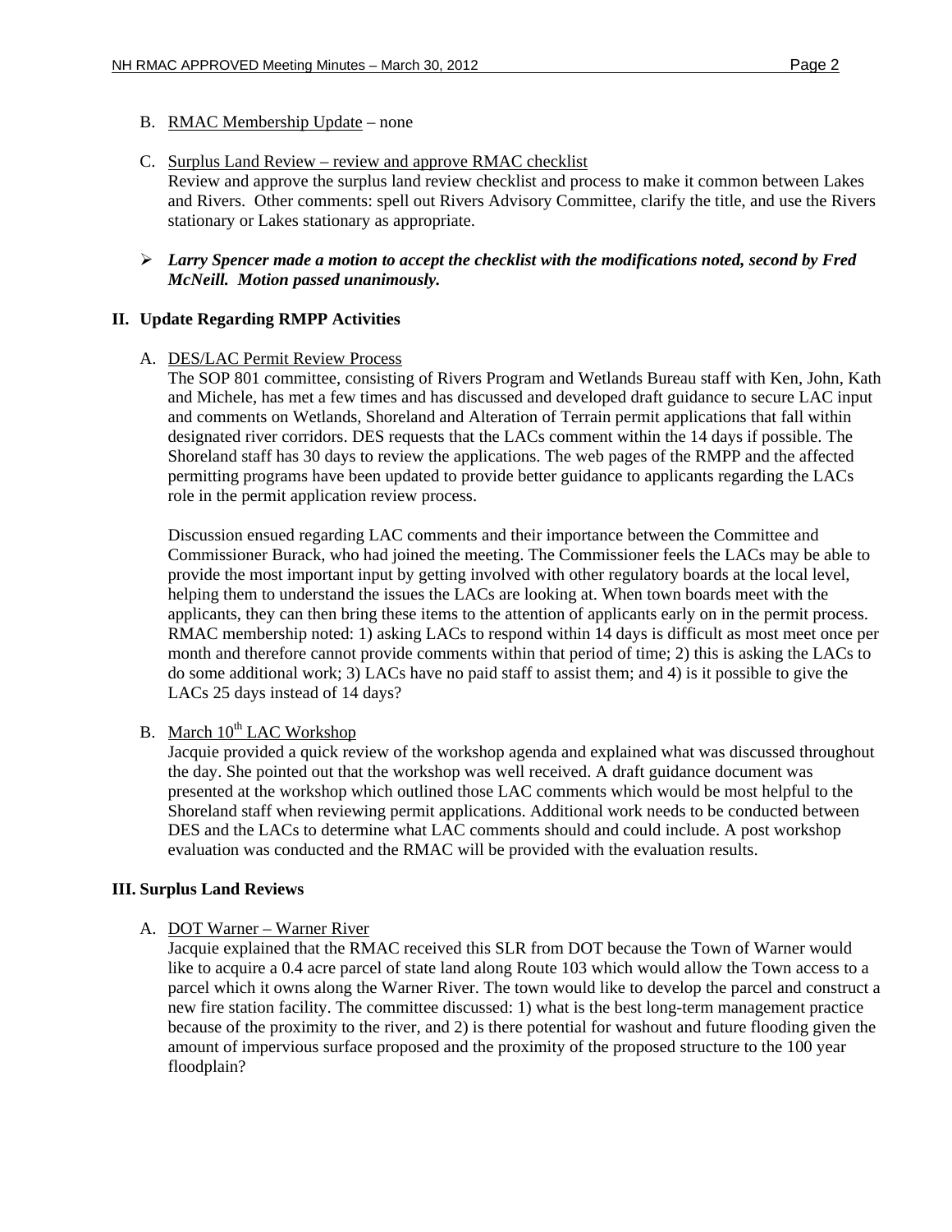B. RMAC Membership Update – none

C. Surplus Land Review – review and approve RMAC checklist
Review and approve the surplus land review checklist and process to make it common between Lakes and Rivers. Other comments: spell out Rivers Advisory Committee, clarify the title, and use the Rivers stationary or Lakes stationary as appropriate.

- ***Larry Spencer made a motion to accept the checklist with the modifications noted, second by Fred McNeill. Motion passed unanimously.***

## II. Update Regarding RMPP Activities

A. DES/LAC Permit Review Process
The SOP 801 committee, consisting of Rivers Program and Wetlands Bureau staff with Ken, John, Kath and Michele, has met a few times and has discussed and developed draft guidance to secure LAC input and comments on Wetlands, Shoreland and Alteration of Terrain permit applications that fall within designated river corridors. DES requests that the LACs comment within the 14 days if possible. The Shoreland staff has 30 days to review the applications. The web pages of the RMPP and the affected permitting programs have been updated to provide better guidance to applicants regarding the LACs role in the permit application review process.

Discussion ensued regarding LAC comments and their importance between the Committee and Commissioner Burack, who had joined the meeting. The Commissioner feels the LACs may be able to provide the most important input by getting involved with other regulatory boards at the local level, helping them to understand the issues the LACs are looking at. When town boards meet with the applicants, they can then bring these items to the attention of applicants early on in the permit process. RMAC membership noted: 1) asking LACs to respond within 14 days is difficult as most meet once per month and therefore cannot provide comments within that period of time; 2) this is asking the LACs to do some additional work; 3) LACs have no paid staff to assist them; and 4) is it possible to give the LACs 25 days instead of 14 days?

B. March 10th LAC Workshop
Jacquie provided a quick review of the workshop agenda and explained what was discussed throughout the day. She pointed out that the workshop was well received. A draft guidance document was presented at the workshop which outlined those LAC comments which would be most helpful to the Shoreland staff when reviewing permit applications. Additional work needs to be conducted between DES and the LACs to determine what LAC comments should and could include. A post workshop evaluation was conducted and the RMAC will be provided with the evaluation results.

## III. Surplus Land Reviews

A. DOT Warner – Warner River
Jacquie explained that the RMAC received this SLR from DOT because the Town of Warner would like to acquire a 0.4 acre parcel of state land along Route 103 which would allow the Town access to a parcel which it owns along the Warner River. The town would like to develop the parcel and construct a new fire station facility. The committee discussed: 1) what is the best long-term management practice because of the proximity to the river, and 2) is there potential for washout and future flooding given the amount of impervious surface proposed and the proximity of the proposed structure to the 100 year floodplain?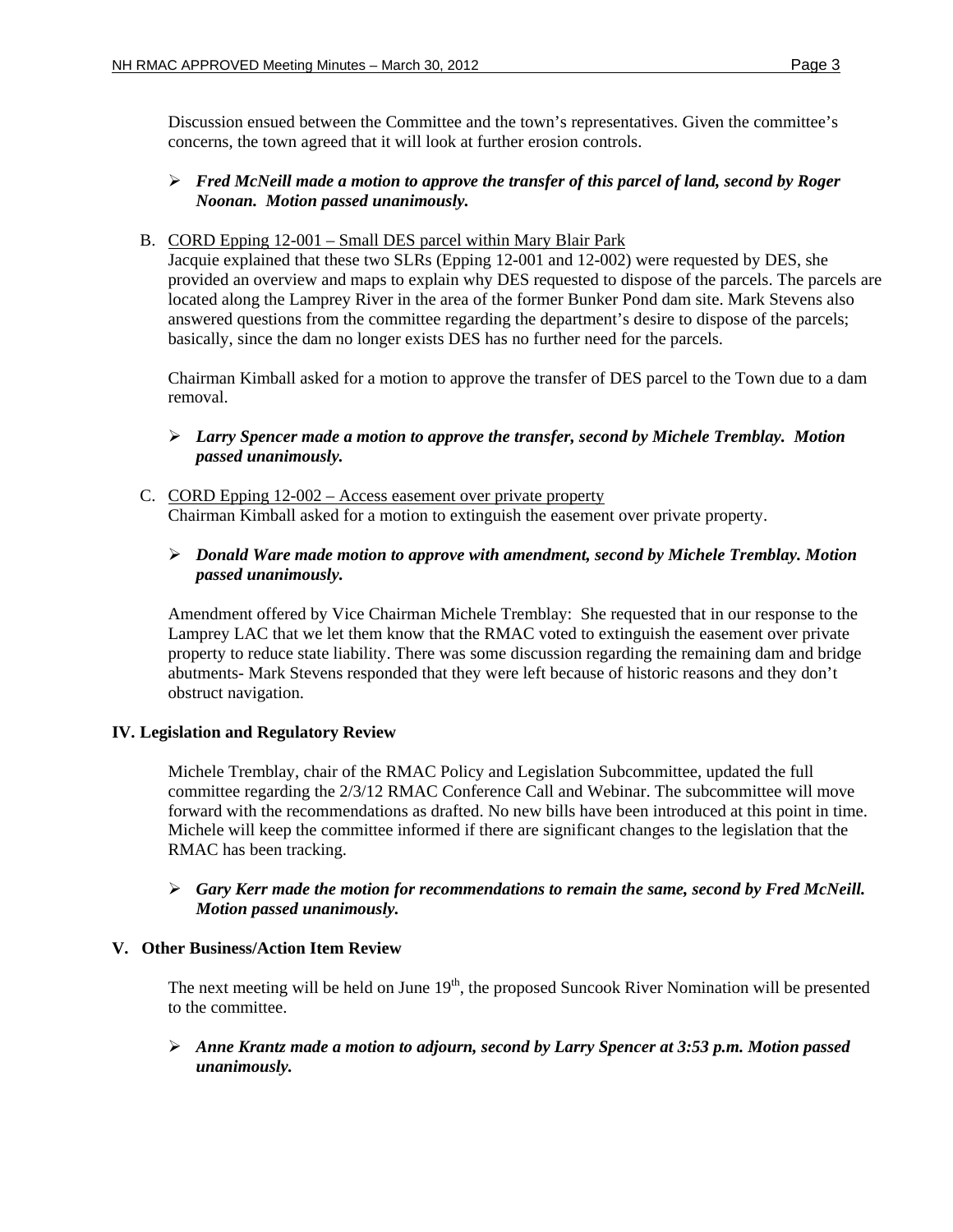Discussion ensued between the Committee and the town's representatives. Given the committee's concerns, the town agreed that it will look at further erosion controls.

- ***Fred McNeill made a motion to approve the transfer of this parcel of land, second by Roger Noonan. Motion passed unanimously.***

B. CORD Epping 12-001 – Small DES parcel within Mary Blair Park

Jacquie explained that these two SLRs (Epping 12-001 and 12-002) were requested by DES, she provided an overview and maps to explain why DES requested to dispose of the parcels. The parcels are located along the Lamprey River in the area of the former Bunker Pond dam site. Mark Stevens also answered questions from the committee regarding the department's desire to dispose of the parcels; basically, since the dam no longer exists DES has no further need for the parcels.

Chairman Kimball asked for a motion to approve the transfer of DES parcel to the Town due to a dam removal.

- ***Larry Spencer made a motion to approve the transfer, second by Michele Tremblay. Motion passed unanimously.***

C. CORD Epping 12-002 – Access easement over private property

Chairman Kimball asked for a motion to extinguish the easement over private property.

- ***Donald Ware made motion to approve with amendment, second by Michele Tremblay. Motion passed unanimously.***

Amendment offered by Vice Chairman Michele Tremblay: She requested that in our response to the Lamprey LAC that we let them know that the RMAC voted to extinguish the easement over private property to reduce state liability. There was some discussion regarding the remaining dam and bridge abutments- Mark Stevens responded that they were left because of historic reasons and they don't obstruct navigation.

## IV. Legislation and Regulatory Review

Michele Tremblay, chair of the RMAC Policy and Legislation Subcommittee, updated the full committee regarding the 2/3/12 RMAC Conference Call and Webinar. The subcommittee will move forward with the recommendations as drafted. No new bills have been introduced at this point in time. Michele will keep the committee informed if there are significant changes to the legislation that the RMAC has been tracking.

- ***Gary Kerr made the motion for recommendations to remain the same, second by Fred McNeill. Motion passed unanimously.***

## V. Other Business/Action Item Review

The next meeting will be held on June 19th, the proposed Suncook River Nomination will be presented to the committee.

- ***Anne Krantz made a motion to adjourn, second by Larry Spencer at 3:53 p.m. Motion passed unanimously.***